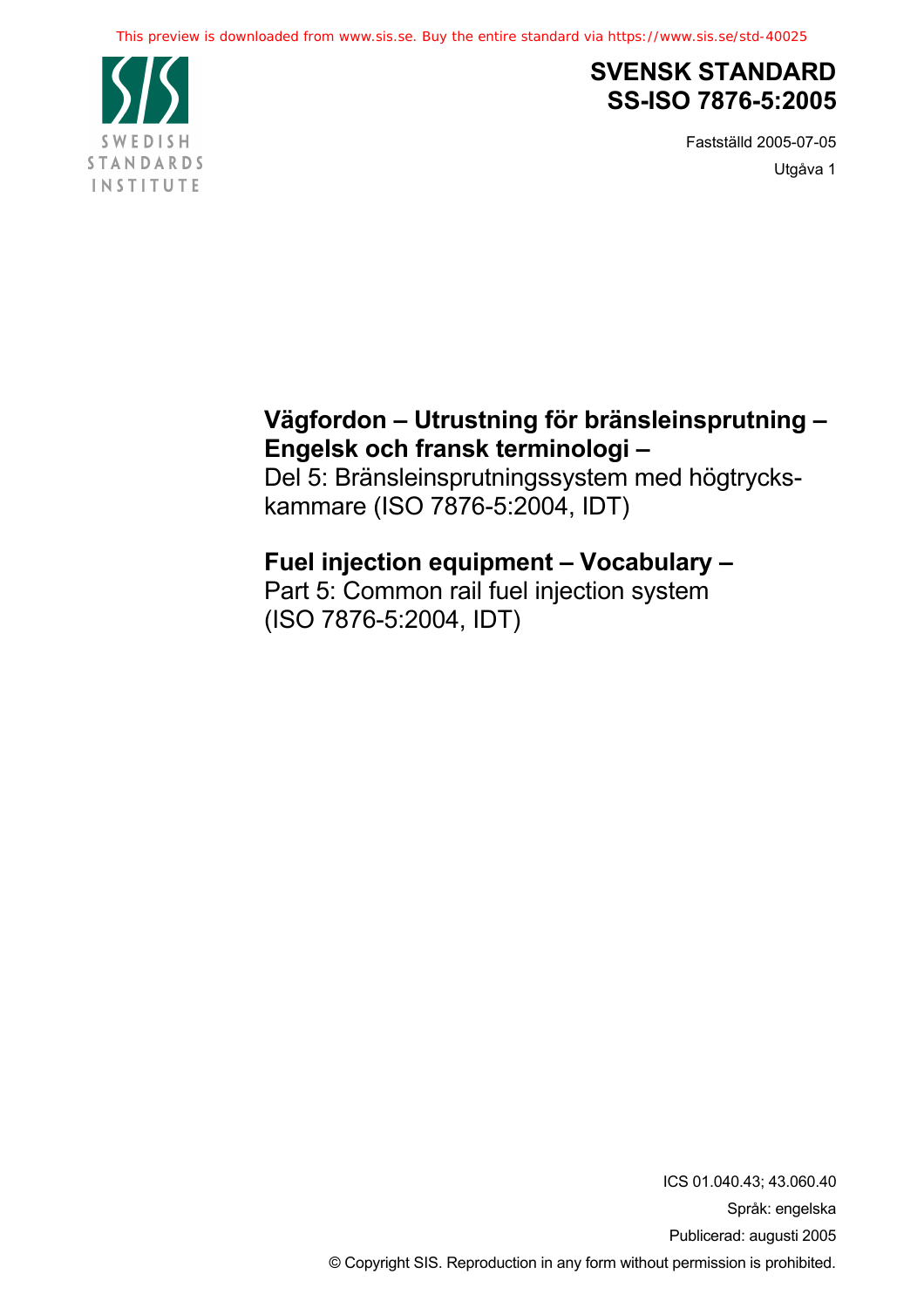This preview is downloaded from www.sis.se. Buy the entire standard via https://www.sis.se/std-40025

SWEDISH STANDARDS INSTITUTE

# SVENSK STANDARD SS-ISO 7876-5:2005

Fastställd 2005-07-05

Utgåva 1

**Vägfordon – Utrustning för bränsleinsprutning – Engelsk och fransk terminologi –**
Del 5: Bränsleinsprutningssystem med högtryckskammare (ISO 7876-5:2004, IDT)

**Fuel injection equipment – Vocabulary –**
Part 5: Common rail fuel injection system (ISO 7876-5:2004, IDT)

ICS 01.040.43; 43.060.40

Språk: engelska

Publicerad: augusti 2005

© Copyright SIS. Reproduction in any form without permission is prohibited.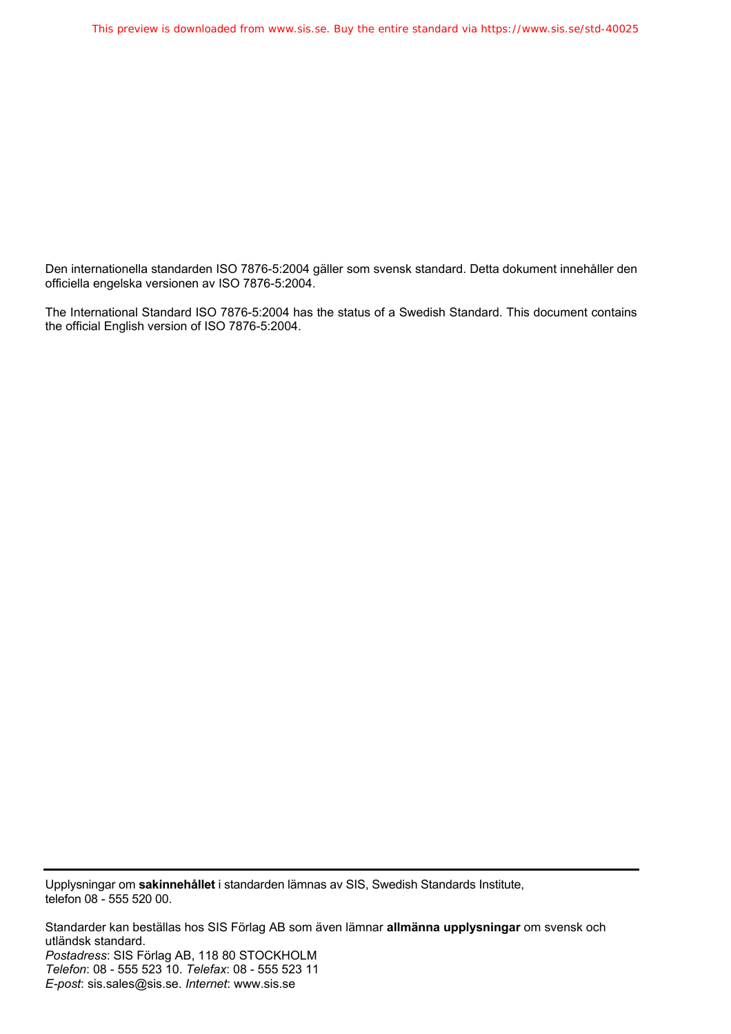Den internationella standarden ISO 7876-5:2004 gäller som svensk standard. Detta dokument innehåller den officiella engelska versionen av ISO 7876-5:2004.

The International Standard ISO 7876-5:2004 has the status of a Swedish Standard. This document contains the official English version of ISO 7876-5:2004.

---

Upplysningar om **sakinnehållet** i standarden lämnas av SIS, Swedish Standards Institute, telefon 08 - 555 520 00.

Standarder kan beställas hos SIS Förlag AB som även lämnar **allmänna upplysningar** om svensk och utländsk standard.
*Postadress*: SIS Förlag AB, 118 80 STOCKHOLM
*Telefon*: 08 - 555 523 10. *Telefax*: 08 - 555 523 11
*E-post*: sis.sales@sis.se. *Internet*: www.sis.se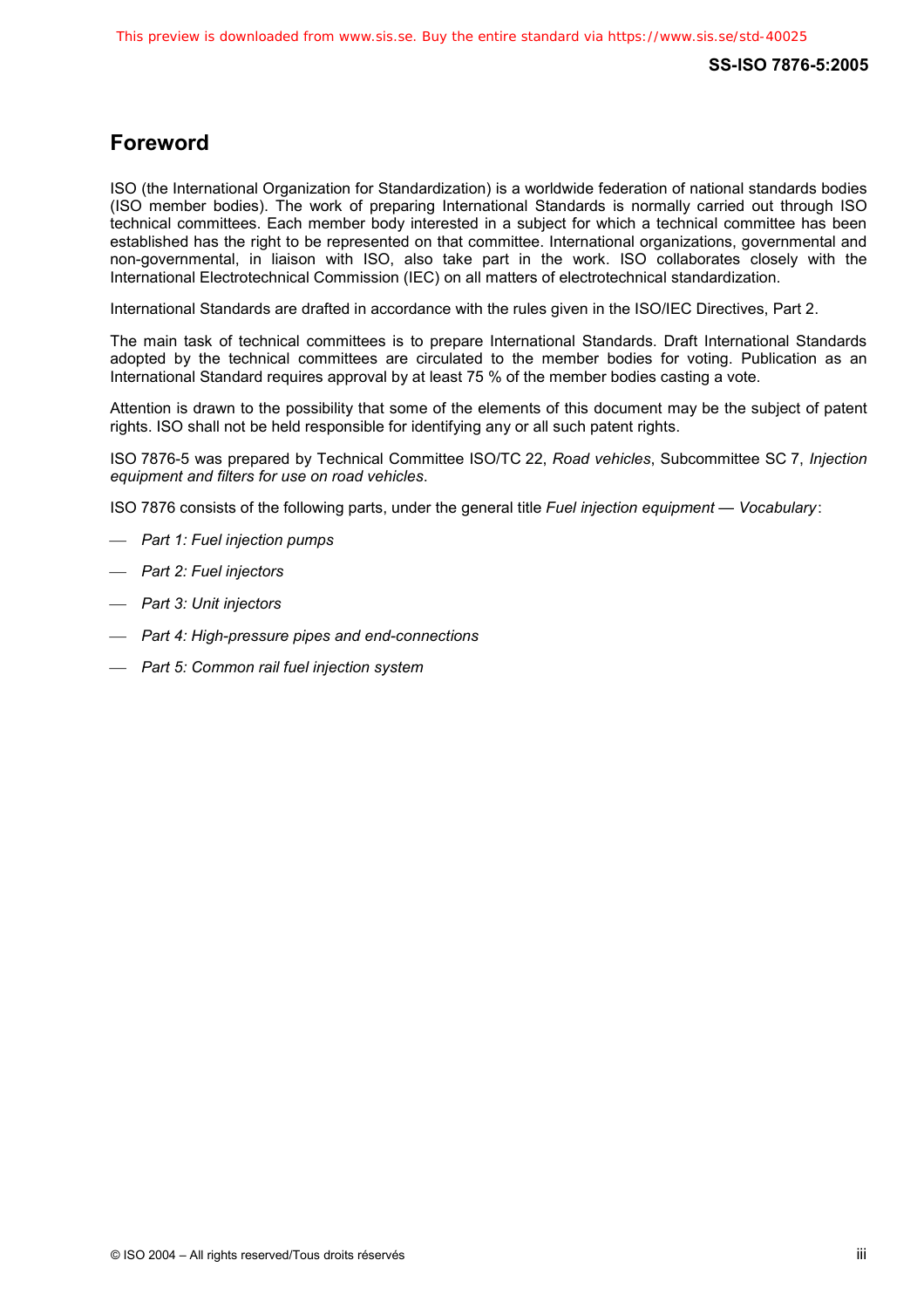## Foreword

ISO (the International Organization for Standardization) is a worldwide federation of national standards bodies (ISO member bodies). The work of preparing International Standards is normally carried out through ISO technical committees. Each member body interested in a subject for which a technical committee has been established has the right to be represented on that committee. International organizations, governmental and non-governmental, in liaison with ISO, also take part in the work. ISO collaborates closely with the International Electrotechnical Commission (IEC) on all matters of electrotechnical standardization.

International Standards are drafted in accordance with the rules given in the ISO/IEC Directives, Part 2.

The main task of technical committees is to prepare International Standards. Draft International Standards adopted by the technical committees are circulated to the member bodies for voting. Publication as an International Standard requires approval by at least 75 % of the member bodies casting a vote.

Attention is drawn to the possibility that some of the elements of this document may be the subject of patent rights. ISO shall not be held responsible for identifying any or all such patent rights.

ISO 7876-5 was prepared by Technical Committee ISO/TC 22, *Road vehicles*, Subcommittee SC 7, *Injection equipment and filters for use on road vehicles*.

ISO 7876 consists of the following parts, under the general title *Fuel injection equipment — Vocabulary*:

- *Part 1: Fuel injection pumps*
- *Part 2: Fuel injectors*
- *Part 3: Unit injectors*
- *Part 4: High-pressure pipes and end-connections*
- *Part 5: Common rail fuel injection system*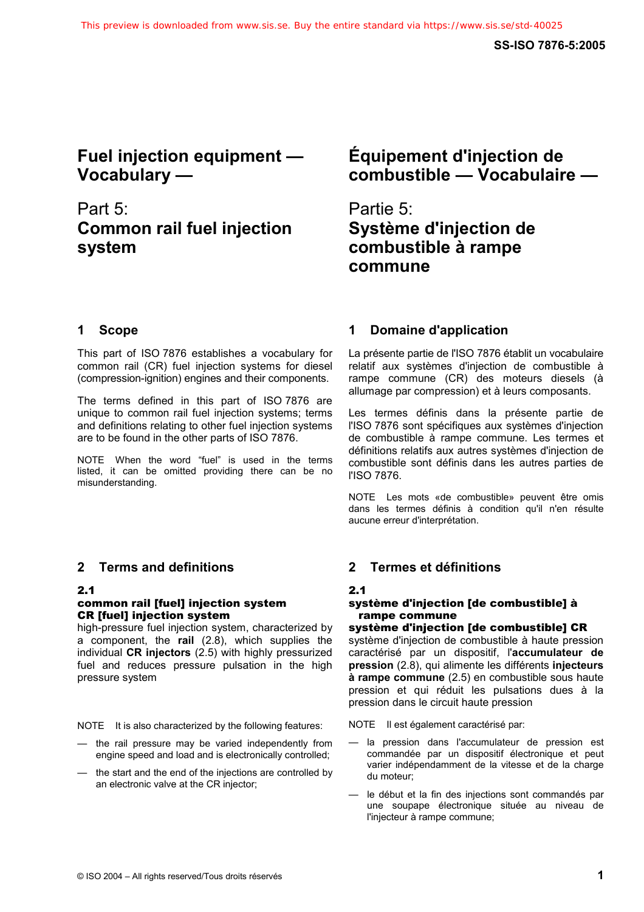# Fuel injection equipment — Vocabulary —

## Part 5: Common rail fuel injection system

# Équipement d'injection de combustible — Vocabulaire —

## Partie 5: Système d'injection de combustible à rampe commune

## 1 Scope

This part of ISO 7876 establishes a vocabulary for common rail (CR) fuel injection systems for diesel (compression-ignition) engines and their components.

The terms defined in this part of ISO 7876 are unique to common rail fuel injection systems; terms and definitions relating to other fuel injection systems are to be found in the other parts of ISO 7876.

NOTE When the word "fuel" is used in the terms listed, it can be omitted providing there can be no misunderstanding.

## 1 Domaine d'application

La présente partie de l'ISO 7876 établit un vocabulaire relatif aux systèmes d'injection de combustible à rampe commune (CR) des moteurs diesels (à allumage par compression) et à leurs composants.

Les termes définis dans la présente partie de l'ISO 7876 sont spécifiques aux systèmes d'injection de combustible à rampe commune. Les termes et définitions relatifs aux autres systèmes d'injection de combustible sont définis dans les autres parties de l'ISO 7876.

NOTE Les mots «de combustible» peuvent être omis dans les termes définis à condition qu'il n'en résulte aucune erreur d'interprétation.

## 2 Terms and definitions

### 2.1

**common rail [fuel] injection system**
**CR [fuel] injection system**
high-pressure fuel injection system, characterized by a component, the **rail** (2.8), which supplies the individual **CR injectors** (2.5) with highly pressurized fuel and reduces pressure pulsation in the high pressure system

NOTE It is also characterized by the following features:

— the rail pressure may be varied independently from engine speed and load and is electronically controlled;

— the start and the end of the injections are controlled by an electronic valve at the CR injector;

## 2 Termes et définitions

### 2.1

**système d'injection [de combustible] à rampe commune**
**système d'injection [de combustible] CR**
système d'injection de combustible à haute pression caractérisé par un dispositif, l'**accumulateur de pression** (2.8), qui alimente les différents **injecteurs à rampe commune** (2.5) en combustible sous haute pression et qui réduit les pulsations dues à la pression dans le circuit haute pression

NOTE Il est également caractérisé par:

— la pression dans l'accumulateur de pression est commandée par un dispositif électronique et peut varier indépendamment de la vitesse et de la charge du moteur;

— le début et la fin des injections sont commandés par une soupape électronique située au niveau de l'injecteur à rampe commune;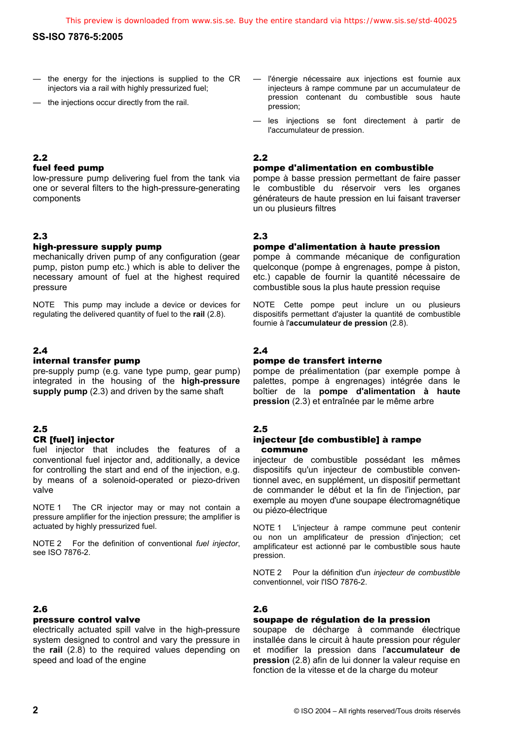— the energy for the injections is supplied to the CR injectors via a rail with highly pressurized fuel;

— the injections occur directly from the rail.

— l'énergie nécessaire aux injections est fournie aux injecteurs à rampe commune par un accumulateur de pression contenant du combustible sous haute pression;

— les injections se font directement à partir de l'accumulateur de pression.

### 2.2
**fuel feed pump**
low-pressure pump delivering fuel from the tank via one or several filters to the high-pressure-generating components

### 2.2
**pompe d'alimentation en combustible**
pompe à basse pression permettant de faire passer le combustible du réservoir vers les organes générateurs de haute pression en lui faisant traverser un ou plusieurs filtres

### 2.3
**high-pressure supply pump**
mechanically driven pump of any configuration (gear pump, piston pump etc.) which is able to deliver the necessary amount of fuel at the highest required pressure

NOTE This pump may include a device or devices for regulating the delivered quantity of fuel to the **rail** (2.8).

### 2.3
**pompe d'alimentation à haute pression**
pompe à commande mécanique de configuration quelconque (pompe à engrenages, pompe à piston, etc.) capable de fournir la quantité nécessaire de combustible sous la plus haute pression requise

NOTE Cette pompe peut inclure un ou plusieurs dispositifs permettant d'ajuster la quantité de combustible fournie à l'**accumulateur de pression** (2.8).

### 2.4
**internal transfer pump**
pre-supply pump (e.g. vane type pump, gear pump) integrated in the housing of the **high-pressure supply pump** (2.3) and driven by the same shaft

### 2.4
**pompe de transfert interne**
pompe de préalimentation (par exemple pompe à palettes, pompe à engrenages) intégrée dans le boîtier de la **pompe d'alimentation à haute pression** (2.3) et entraînée par le même arbre

### 2.5
**CR [fuel] injector**
fuel injector that includes the features of a conventional fuel injector and, additionally, a device for controlling the start and end of the injection, e.g. by means of a solenoid-operated or piezo-driven valve

NOTE 1 The CR injector may or may not contain a pressure amplifier for the injection pressure; the amplifier is actuated by highly pressurized fuel.

NOTE 2 For the definition of conventional *fuel injector*, see ISO 7876-2.

### 2.5
**injecteur [de combustible] à rampe commune**
injecteur de combustible possédant les mêmes dispositifs qu'un injecteur de combustible conventionnel avec, en supplément, un dispositif permettant de commander le début et la fin de l'injection, par exemple au moyen d'une soupape électromagnétique ou piézo-électrique

NOTE 1 L'injecteur à rampe commune peut contenir ou non un amplificateur de pression d'injection; cet amplificateur est actionné par le combustible sous haute pression.

NOTE 2 Pour la définition d'un *injecteur de combustible* conventionnel, voir l'ISO 7876-2.

### 2.6
**pressure control valve**
electrically actuated spill valve in the high-pressure system designed to control and vary the pressure in the **rail** (2.8) to the required values depending on speed and load of the engine

### 2.6
**soupape de régulation de la pression**
soupape de décharge à commande électrique installée dans le circuit à haute pression pour réguler et modifier la pression dans l'**accumulateur de pression** (2.8) afin de lui donner la valeur requise en fonction de la vitesse et de la charge du moteur